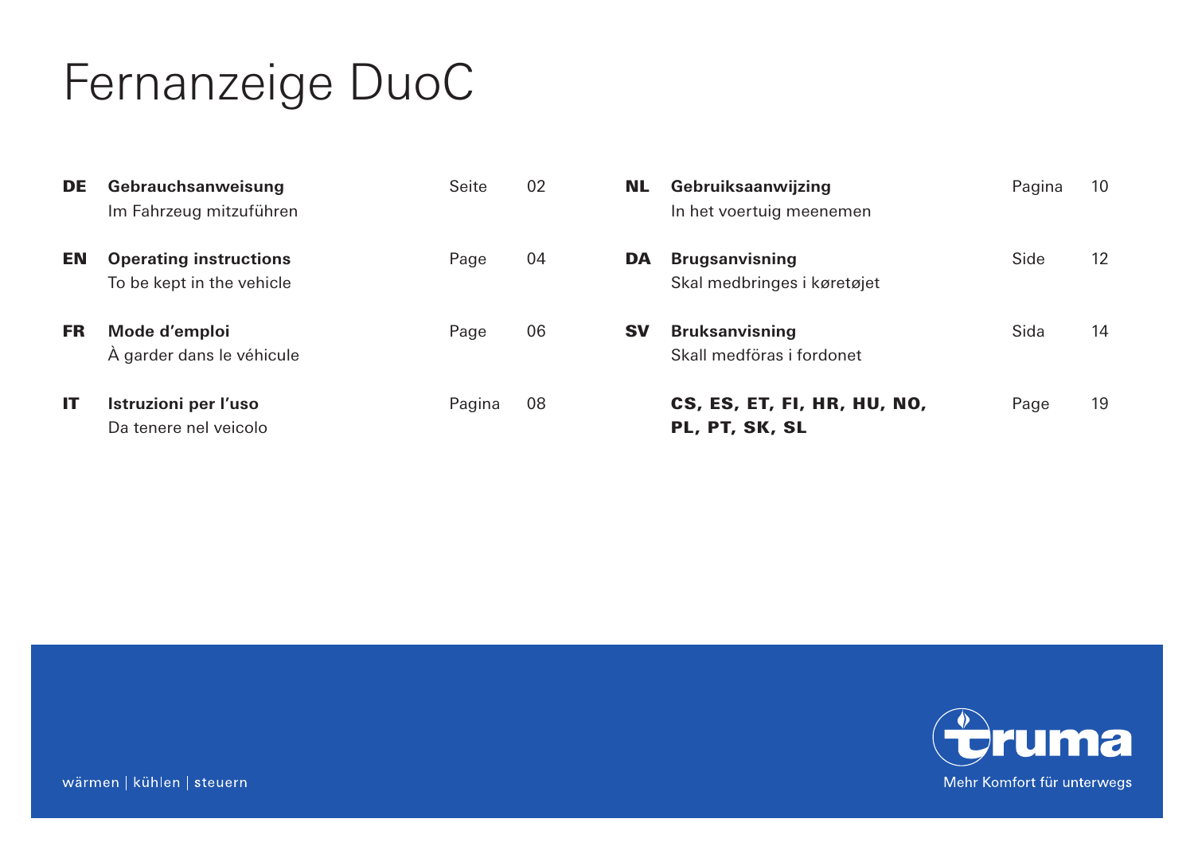# Fernanzeige DuoC

| | | | |
|---|---|---|---|
| **DE** | **Gebrauchsanweisung**<br>Im Fahrzeug mitzuführen | Seite | 02 |
| **EN** | **Operating instructions**<br>To be kept in the vehicle | Page | 04 |
| **FR** | **Mode d'emploi**<br>À garder dans le véhicule | Page | 06 |
| **IT** | **Istruzioni per l'uso**<br>Da tenere nel veicolo | Pagina | 08 |
| **NL** | **Gebruiksaanwijzing**<br>In het voertuig meenemen | Pagina | 10 |
| **DA** | **Brugsanvisning**<br>Skal medbringes i køretøjet | Side | 12 |
| **SV** | **Bruksanvisning**<br>Skall medföras i fordonet | Sida | 14 |
| | **CS, ES, ET, FI, HR, HU, NO, PL, PT, SK, SL** | Page | 19 |

wärmen | kühlen | steuern

truma

Mehr Komfort für unterwegs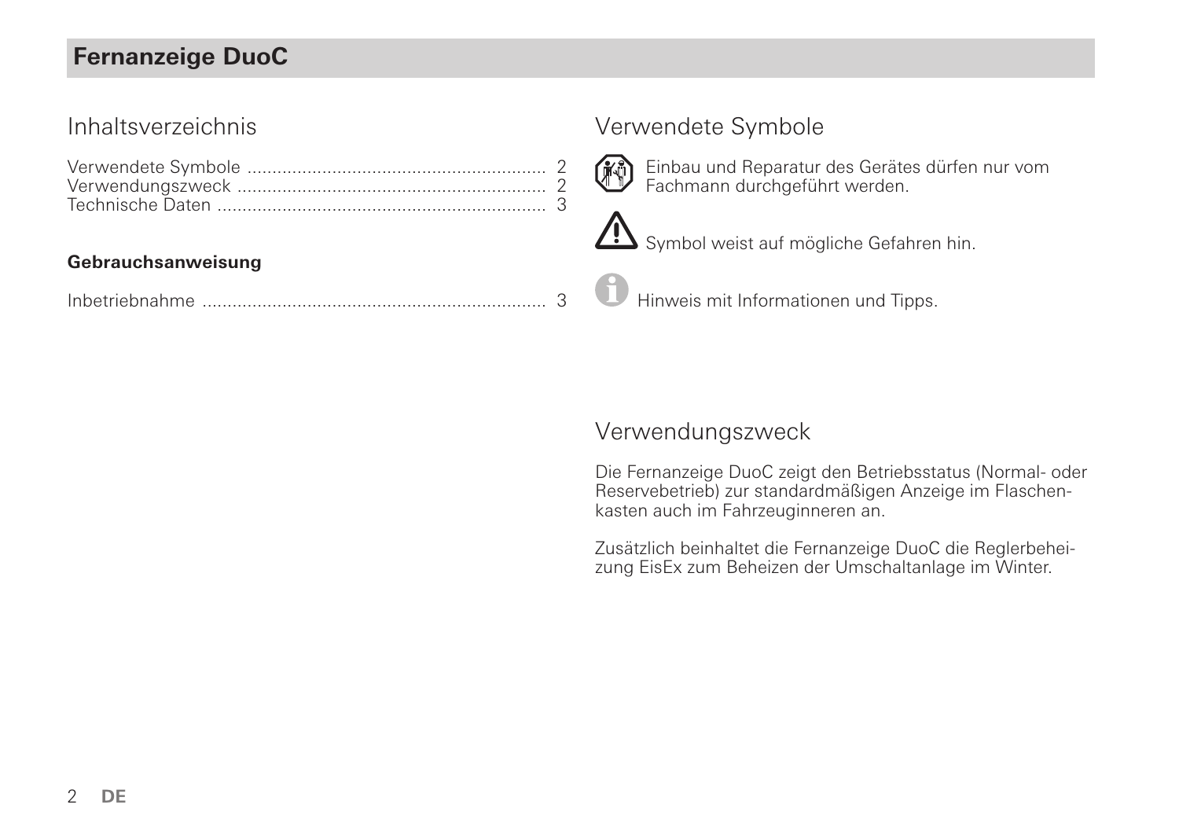# Fernanzeige DuoC

## Inhaltsverzeichnis

Verwendete Symbole ........................................................... 2
Verwendungszweck ............................................................. 2
Technische Daten ................................................................. 3

**Gebrauchsanweisung**

Inbetriebnahme .................................................................... 3

## Verwendete Symbole

Einbau und Reparatur des Gerätes dürfen nur vom Fachmann durchgeführt werden.

Symbol weist auf mögliche Gefahren hin.

Hinweis mit Informationen und Tipps.

## Verwendungszweck

Die Fernanzeige DuoC zeigt den Betriebsstatus (Normal- oder Reservebetrieb) zur standardmäßigen Anzeige im Flaschenkasten auch im Fahrzeuginneren an.

Zusätzlich beinhaltet die Fernanzeige DuoC die Reglerbeheizung EisEx zum Beheizen der Umschaltanlage im Winter.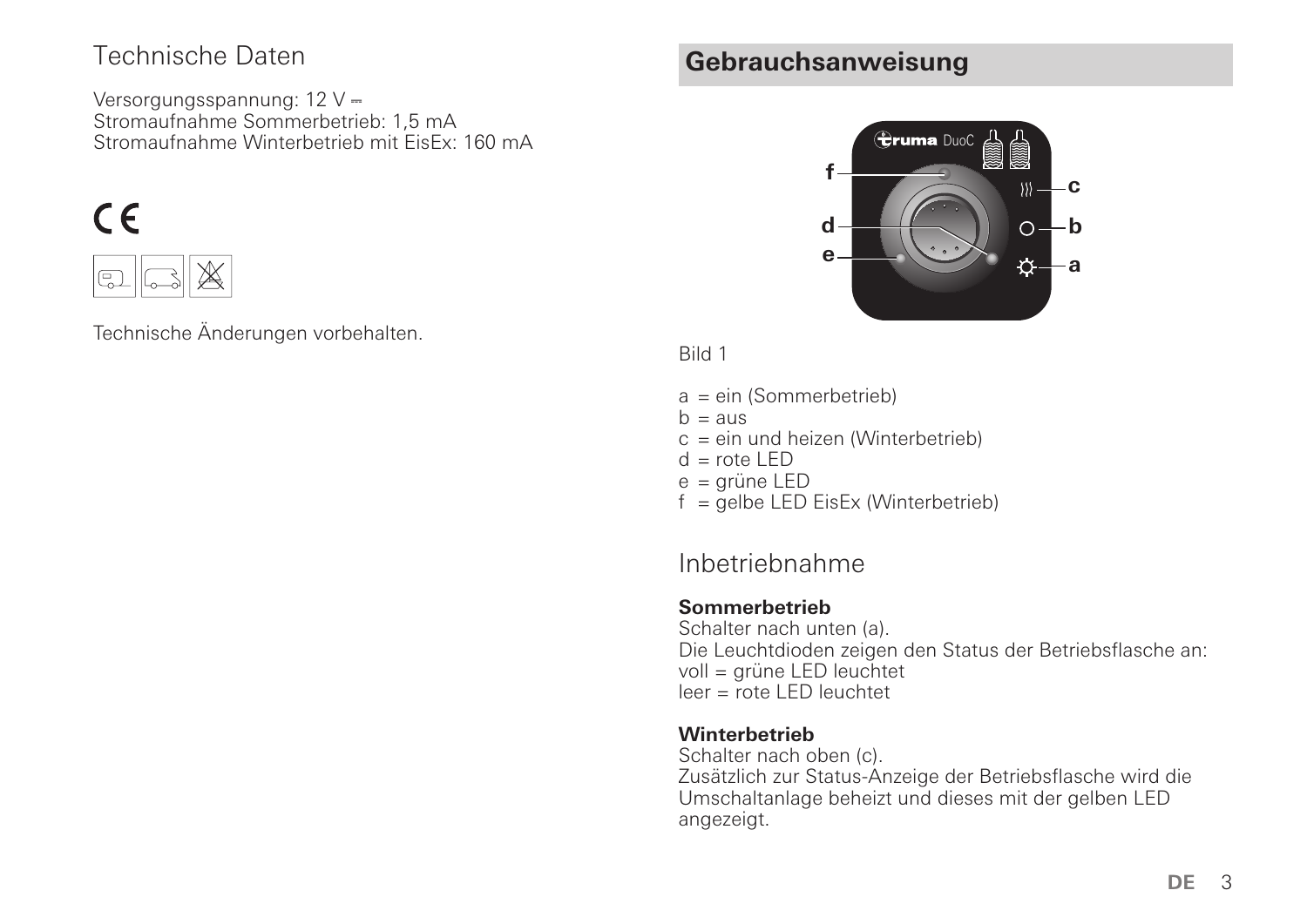## Technische Daten

Versorgungsspannung: 12 V ⎓
Stromaufnahme Sommerbetrieb: 1,5 mA
Stromaufnahme Winterbetrieb mit EisEx: 160 mA

CE

Technische Änderungen vorbehalten.

## Gebrauchsanweisung

Bild 1

a = ein (Sommerbetrieb)
b = aus
c = ein und heizen (Winterbetrieb)
d = rote LED
e = grüne LED
f = gelbe LED EisEx (Winterbetrieb)

## Inbetriebnahme

**Sommerbetrieb**
Schalter nach unten (a).
Die Leuchtdioden zeigen den Status der Betriebsflasche an:
voll = grüne LED leuchtet
leer = rote LED leuchtet

**Winterbetrieb**
Schalter nach oben (c).
Zusätzlich zur Status-Anzeige der Betriebsflasche wird die Umschaltanlage beheizt und dieses mit der gelben LED angezeigt.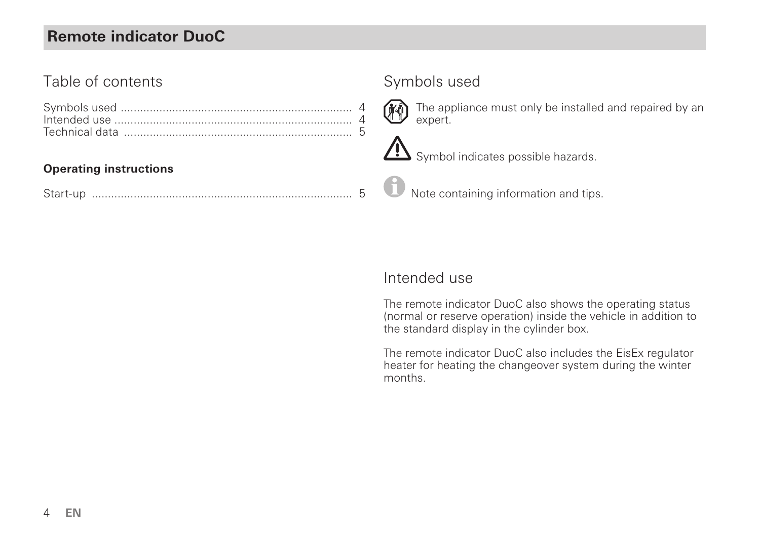# Remote indicator DuoC

## Table of contents

Symbols used ........................................................................ 4
Intended use .......................................................................... 4
Technical data ....................................................................... 5

**Operating instructions**

Start-up ................................................................................. 5

## Symbols used

The appliance must only be installed and repaired by an expert.

Symbol indicates possible hazards.

Note containing information and tips.

## Intended use

The remote indicator DuoC also shows the operating status (normal or reserve operation) inside the vehicle in addition to the standard display in the cylinder box.

The remote indicator DuoC also includes the EisEx regulator heater for heating the changeover system during the winter months.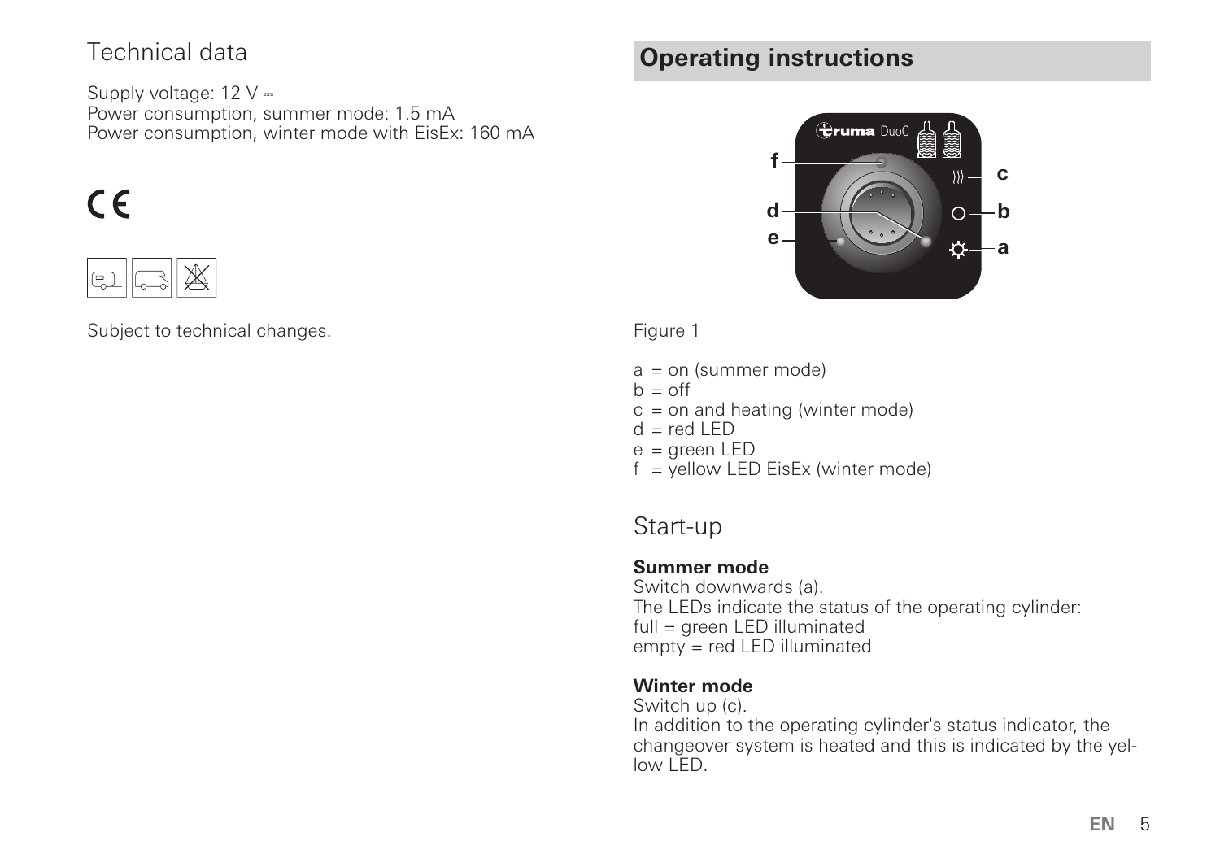## Technical data

Supply voltage: 12 V ⎓
Power consumption, summer mode: 1.5 mA
Power consumption, winter mode with EisEx: 160 mA

CE

Subject to technical changes.

# Operating instructions

Figure 1

a = on (summer mode)
b = off
c = on and heating (winter mode)
d = red LED
e = green LED
f = yellow LED EisEx (winter mode)

## Start-up

**Summer mode**
Switch downwards (a).
The LEDs indicate the status of the operating cylinder:
full = green LED illuminated
empty = red LED illuminated

**Winter mode**
Switch up (c).
In addition to the operating cylinder's status indicator, the changeover system is heated and this is indicated by the yellow LED.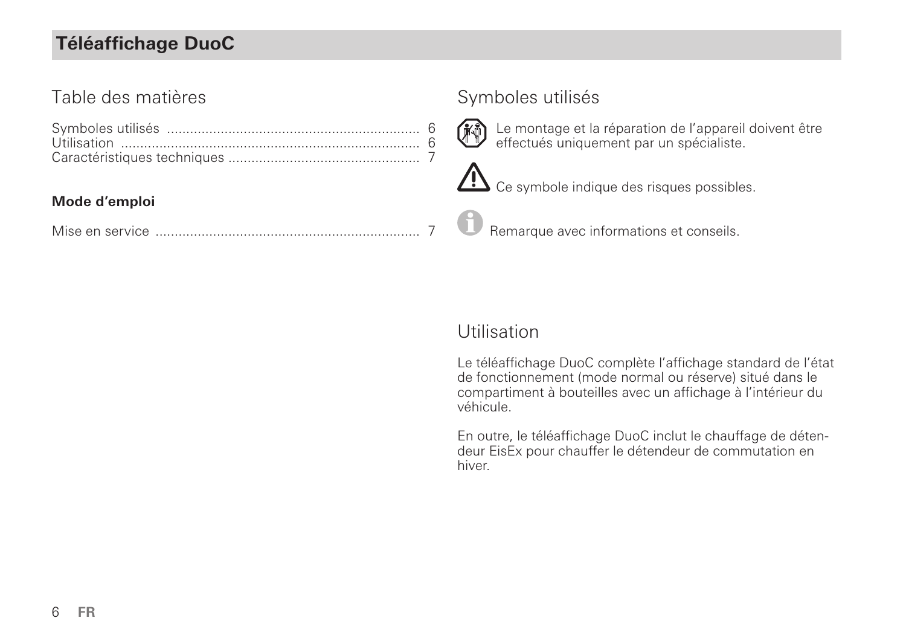# Téléaffichage DuoC

## Table des matières

Symboles utilisés .................................................................. 6
Utilisation .............................................................................. 6
Caractéristiques techniques .................................................. 7

**Mode d'emploi**

Mise en service ..................................................................... 7

## Symboles utilisés

Le montage et la réparation de l'appareil doivent être effectués uniquement par un spécialiste.

Ce symbole indique des risques possibles.

Remarque avec informations et conseils.

## Utilisation

Le téléaffichage DuoC complète l'affichage standard de l'état de fonctionnement (mode normal ou réserve) situé dans le compartiment à bouteilles avec un affichage à l'intérieur du véhicule.

En outre, le téléaffichage DuoC inclut le chauffage de détendeur EisEx pour chauffer le détendeur de commutation en hiver.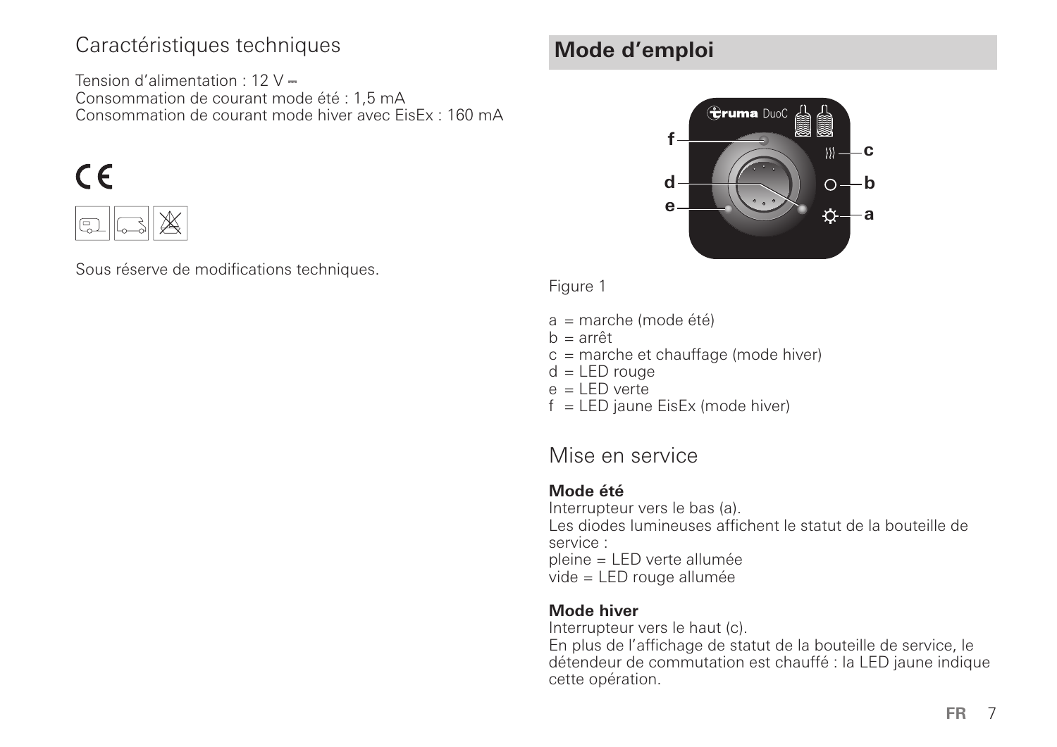## Caractéristiques techniques

Tension d'alimentation : 12 V ⎓
Consommation de courant mode été : 1,5 mA
Consommation de courant mode hiver avec EisEx : 160 mA

CE

Sous réserve de modifications techniques.

## Mode d'emploi

truma DuoC

f
d
e
c
b
a

Figure 1

a = marche (mode été)
b = arrêt
c = marche et chauffage (mode hiver)
d = LED rouge
e = LED verte
f = LED jaune EisEx (mode hiver)

## Mise en service

**Mode été**
Interrupteur vers le bas (a).
Les diodes lumineuses affichent le statut de la bouteille de service :
pleine = LED verte allumée
vide = LED rouge allumée

**Mode hiver**
Interrupteur vers le haut (c).
En plus de l'affichage de statut de la bouteille de service, le détendeur de commutation est chauffé : la LED jaune indique cette opération.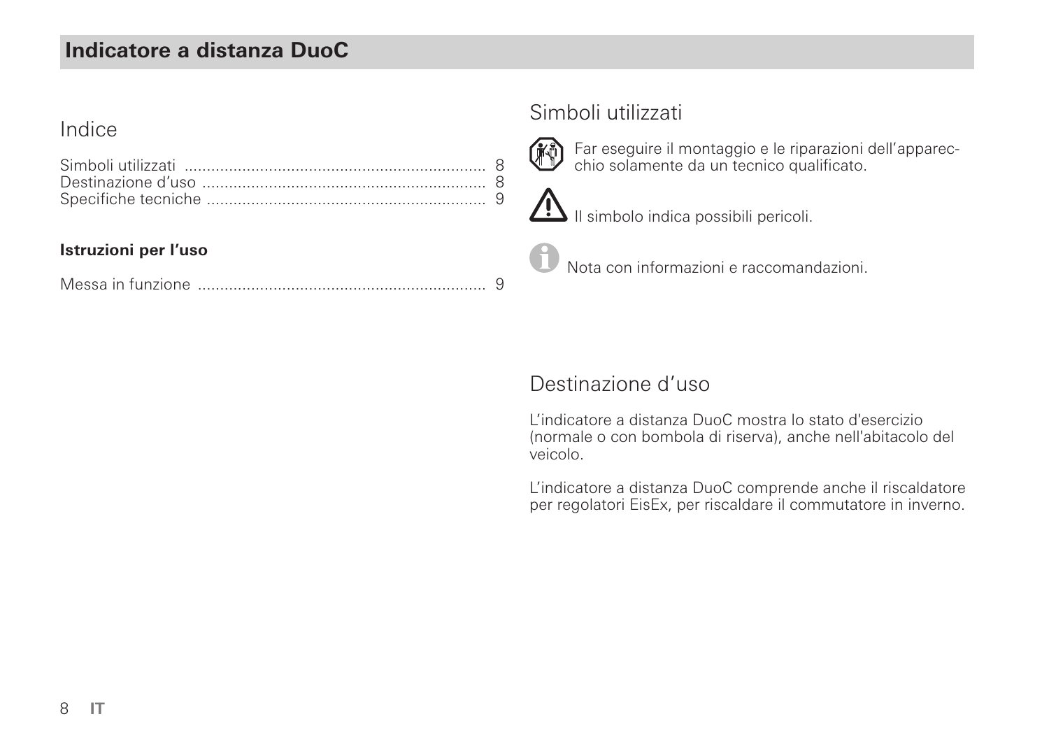# Indicatore a distanza DuoC

## Indice

Simboli utilizzati .................................................................... 8
Destinazione d'uso ................................................................ 8
Specifiche tecniche ............................................................... 9

**Istruzioni per l'uso**

Messa in funzione ................................................................. 9

## Simboli utilizzati

Far eseguire il montaggio e le riparazioni dell'apparecchio solamente da un tecnico qualificato.

Il simbolo indica possibili pericoli.

Nota con informazioni e raccomandazioni.

## Destinazione d'uso

L'indicatore a distanza DuoC mostra lo stato d'esercizio (normale o con bombola di riserva), anche nell'abitacolo del veicolo.

L'indicatore a distanza DuoC comprende anche il riscaldatore per regolatori EisEx, per riscaldare il commutatore in inverno.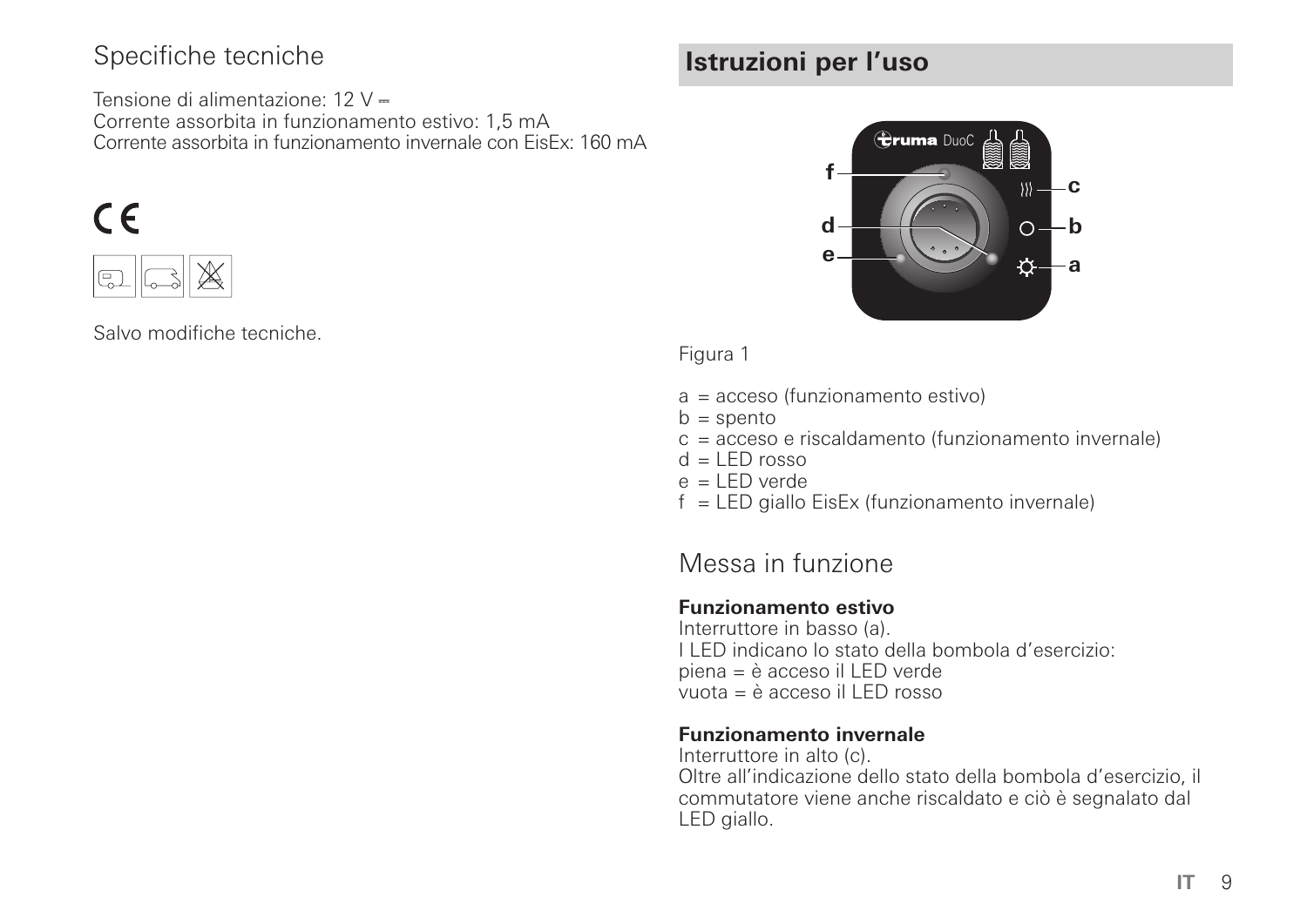## Specifiche tecniche

Tensione di alimentazione: 12 V ⎓
Corrente assorbita in funzionamento estivo: 1,5 mA
Corrente assorbita in funzionamento invernale con EisEx: 160 mA

Salvo modifiche tecniche.

# Istruzioni per l'uso

Figura 1

a = acceso (funzionamento estivo)
b = spento
c = acceso e riscaldamento (funzionamento invernale)
d = LED rosso
e = LED verde
f = LED giallo EisEx (funzionamento invernale)

## Messa in funzione

**Funzionamento estivo**
Interruttore in basso (a).
I LED indicano lo stato della bombola d'esercizio:
piena = è acceso il LED verde
vuota = è acceso il LED rosso

**Funzionamento invernale**
Interruttore in alto (c).
Oltre all'indicazione dello stato della bombola d'esercizio, il commutatore viene anche riscaldato e ciò è segnalato dal LED giallo.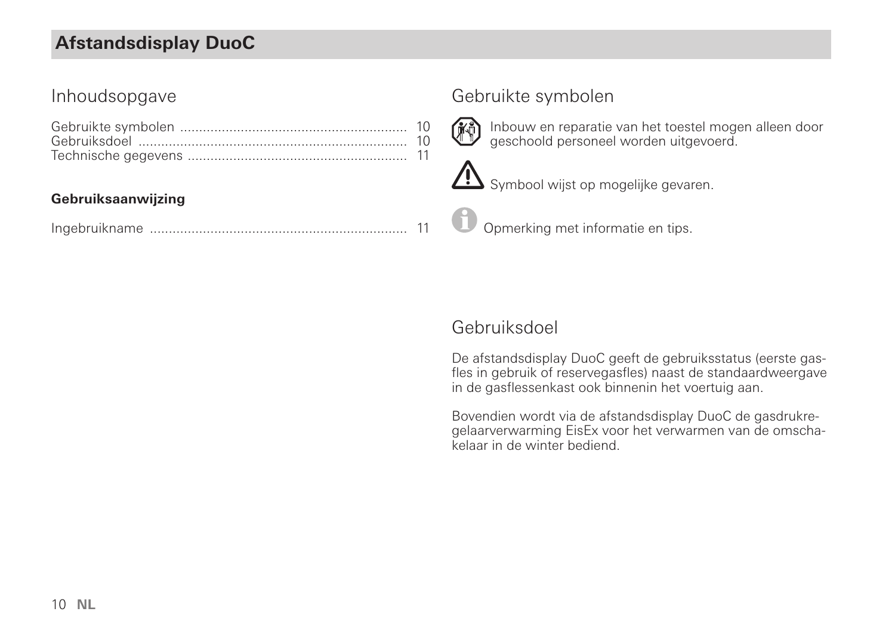# Afstandsdisplay DuoC

## Inhoudsopgave

Gebruikte symbolen ........................................................... 10
Gebruiksdoel ....................................................................... 10
Technische gegevens ......................................................... 11

**Gebruiksaanwijzing**

Ingebruikname .................................................................... 11

## Gebruikte symbolen

Inbouw en reparatie van het toestel mogen alleen door geschoold personeel worden uitgevoerd.

Symbool wijst op mogelijke gevaren.

Opmerking met informatie en tips.

## Gebruiksdoel

De afstandsdisplay DuoC geeft de gebruiksstatus (eerste gasfles in gebruik of reservegasfles) naast de standaardweergave in de gasflessenkast ook binnenin het voertuig aan.

Bovendien wordt via de afstandsdisplay DuoC de gasdrukregelaarverwarming EisEx voor het verwarmen van de omschakelaar in de winter bediend.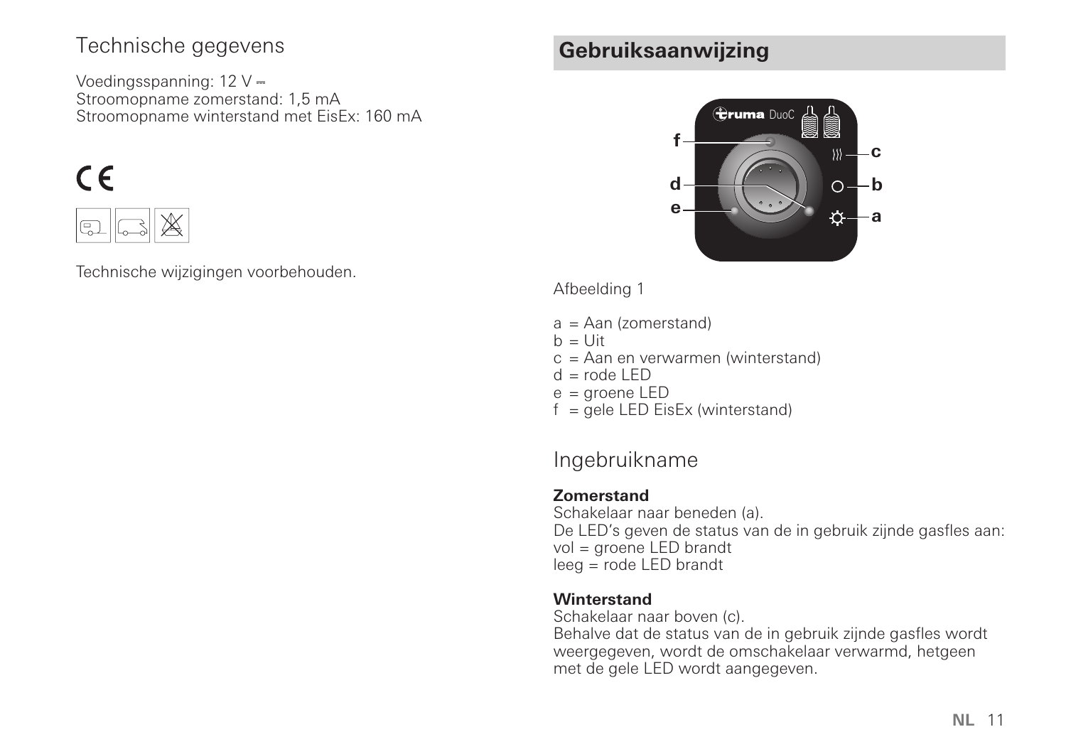## Technische gegevens

Voedingsspanning: 12 V ⎓
Stroomopname zomerstand: 1,5 mA
Stroomopname winterstand met EisEx: 160 mA

CE

Technische wijzigingen voorbehouden.

## Gebruiksaanwijzing

Afbeelding 1

a = Aan (zomerstand)
b = Uit
c = Aan en verwarmen (winterstand)
d = rode LED
e = groene LED
f = gele LED EisEx (winterstand)

## Ingebruikname

**Zomerstand**
Schakelaar naar beneden (a).
De LED's geven de status van de in gebruik zijnde gasfles aan:
vol = groene LED brandt
leeg = rode LED brandt

**Winterstand**
Schakelaar naar boven (c).
Behalve dat de status van de in gebruik zijnde gasfles wordt weergegeven, wordt de omschakelaar verwarmd, hetgeen met de gele LED wordt aangegeven.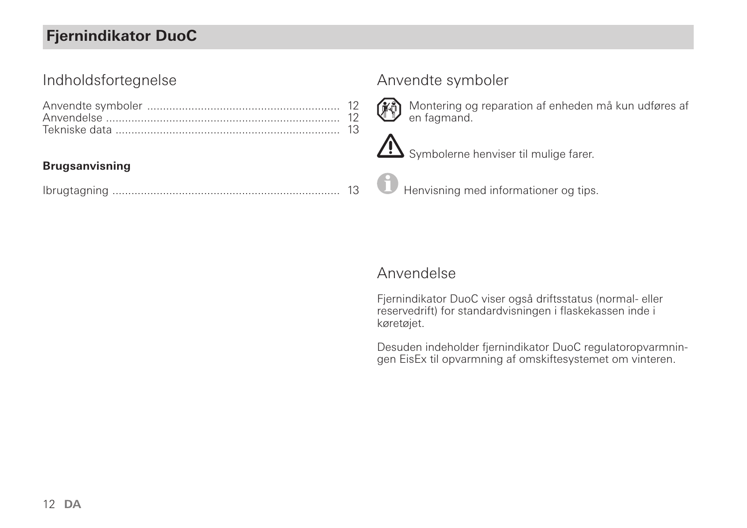# Fjernindikator DuoC

## Indholdsfortegnelse

| | |
|---|---|
| Anvendte symboler | 12 |
| Anvendelse | 12 |
| Tekniske data | 13 |

**Brugsanvisning**

| | |
|---|---|
| Ibrugtagning | 13 |

## Anvendte symboler

Montering og reparation af enheden må kun udføres af en fagmand.

Symbolerne henviser til mulige farer.

Henvisning med informationer og tips.

## Anvendelse

Fjernindikator DuoC viser også driftsstatus (normal- eller reservedrift) for standardvisningen i flaskekassen inde i køretøjet.

Desuden indeholder fjernindikator DuoC regulatoropvarmningen EisEx til opvarmning af omskiftesystemet om vinteren.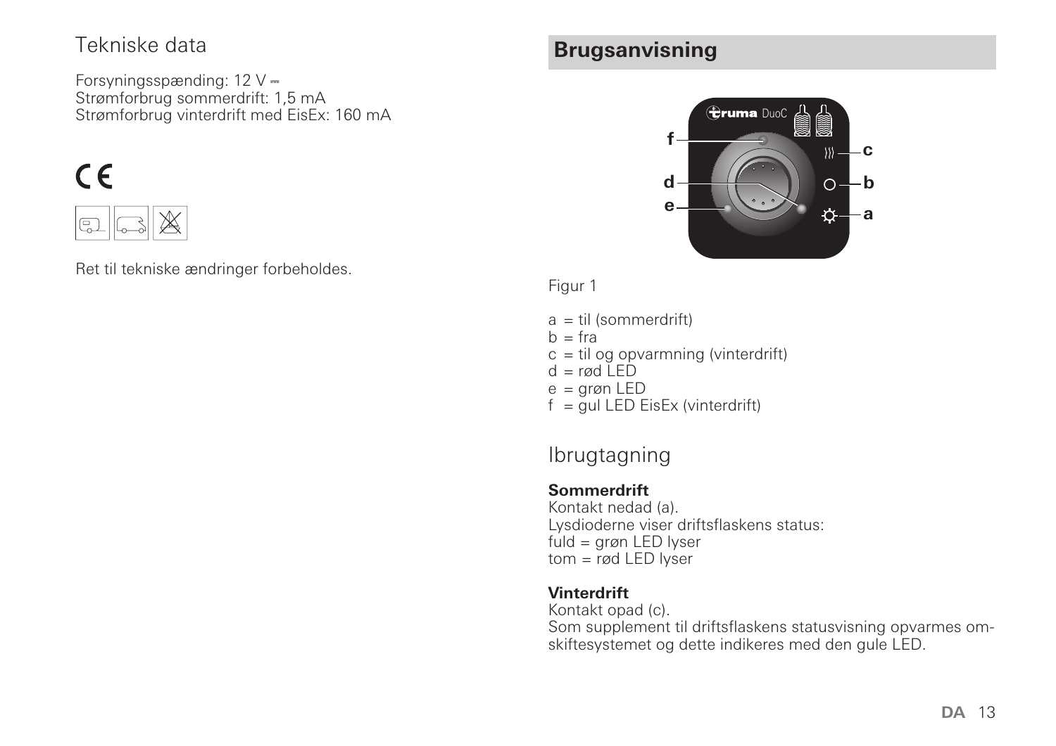## Tekniske data

Forsyningsspænding: 12 V ⎓
Strømforbrug sommerdrift: 1,5 mA
Strømforbrug vinterdrift med EisEx: 160 mA

Ret til tekniske ændringer forbeholdes.

## Brugsanvisning

Figur 1

a = til (sommerdrift)
b = fra
c = til og opvarmning (vinterdrift)
d = rød LED
e = grøn LED
f = gul LED EisEx (vinterdrift)

## Ibrugtagning

**Sommerdrift**
Kontakt nedad (a).
Lysdioderne viser driftsflaskens status:
fuld = grøn LED lyser
tom = rød LED lyser

**Vinterdrift**
Kontakt opad (c).
Som supplement til driftsflaskens statusvisning opvarmes omskiftesystemet og dette indikeres med den gule LED.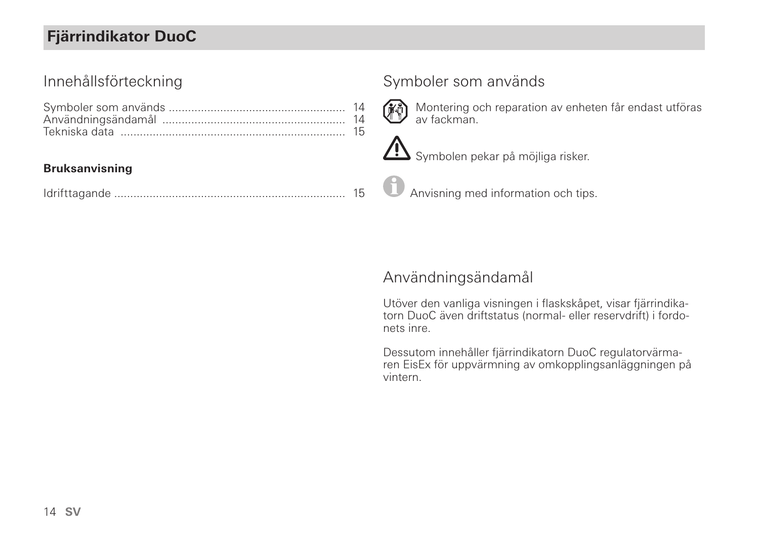# Fjärrindikator DuoC

## Innehållsförteckning

Symboler som används ........................................................ 14
Användningsändamål ........................................................ 14
Tekniska data ........................................................ 15

**Bruksanvisning**

Idrifttagande ........................................................ 15

## Symboler som används

Montering och reparation av enheten får endast utföras av fackman.

Symbolen pekar på möjliga risker.

Anvisning med information och tips.

## Användningsändamål

Utöver den vanliga visningen i flaskskåpet, visar fjärrindikatorn DuoC även driftstatus (normal- eller reservdrift) i fordonets inre.

Dessutom innehåller fjärrindikatorn DuoC regulatorvärmaren EisEx för uppvärmning av omkopplingsanläggningen på vintern.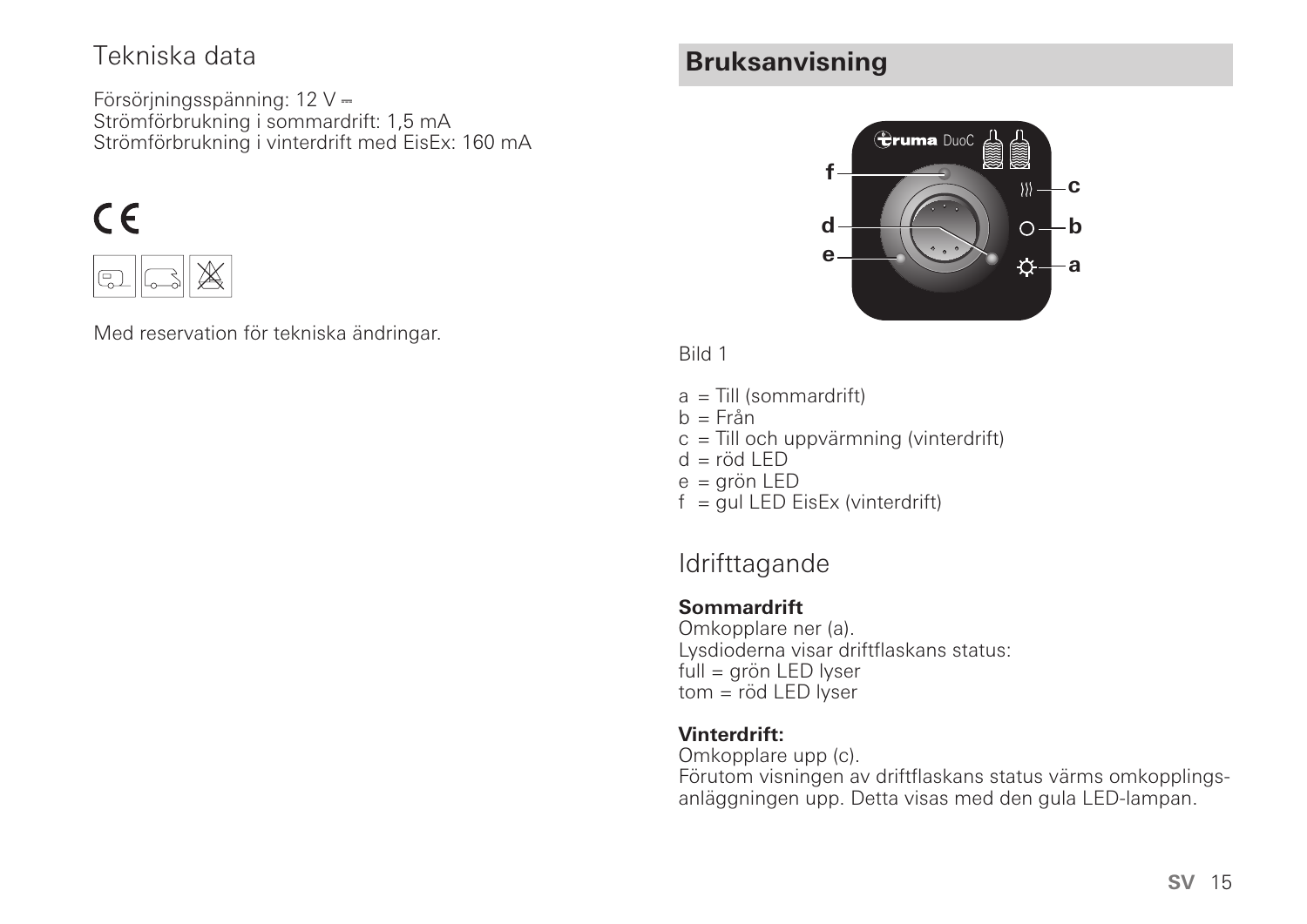## Tekniska data

Försörjningsspänning: 12 V ⎓
Strömförbrukning i sommardrift: 1,5 mA
Strömförbrukning i vinterdrift med EisEx: 160 mA

CE

Med reservation för tekniska ändringar.

# Bruksanvisning

Bild 1

a = Till (sommardrift)
b = Från
c = Till och uppvärmning (vinterdrift)
d = röd LED
e = grön LED
f = gul LED EisEx (vinterdrift)

## Idrifttagande

**Sommardrift**
Omkopplare ner (a).
Lysdioderna visar driftflaskans status:
full = grön LED lyser
tom = röd LED lyser

**Vinterdrift:**
Omkopplare upp (c).
Förutom visningen av driftflaskans status värms omkopplingsanläggningen upp. Detta visas med den gula LED-lampan.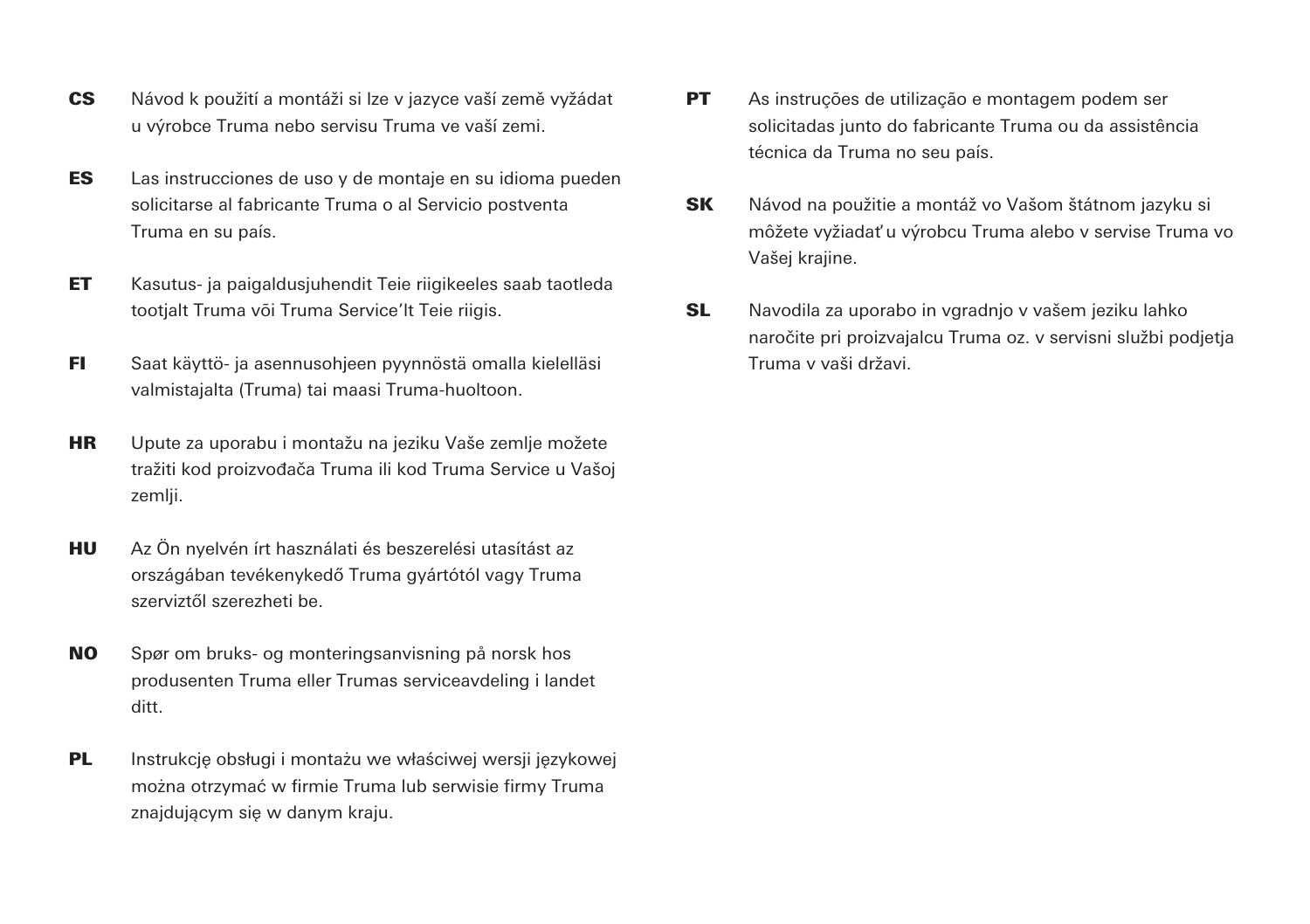**CS** Návod k použití a montáži si lze v jazyce vaší země vyžádat u výrobce Truma nebo servisu Truma ve vaší zemi.

**ES** Las instrucciones de uso y de montaje en su idioma pueden solicitarse al fabricante Truma o al Servicio postventa Truma en su país.

**ET** Kasutus- ja paigaldusjuhendit Teie riigikeeles saab taotleda tootjalt Truma või Truma Service'lt Teie riigis.

**FI** Saat käyttö- ja asennusohjeen pyynnöstä omalla kielelläsi valmistajalta (Truma) tai maasi Truma-huoltoon.

**HR** Upute za uporabu i montažu na jeziku Vaše zemlje možete tražiti kod proizvođača Truma ili kod Truma Service u Vašoj zemlji.

**HU** Az Ön nyelvén írt használati és beszerelési utasítást az országában tevékenykedő Truma gyártótól vagy Truma szerviztől szerezheti be.

**NO** Spør om bruks- og monteringsanvisning på norsk hos produsenten Truma eller Trumas serviceavdeling i landet ditt.

**PL** Instrukcję obsługi i montażu we właściwej wersji językowej można otrzymać w firmie Truma lub serwisie firmy Truma znajdującym się w danym kraju.

**PT** As instruções de utilização e montagem podem ser solicitadas junto do fabricante Truma ou da assistência técnica da Truma no seu país.

**SK** Návod na použitie a montáž vo Vašom štátnom jazyku si môžete vyžiadať u výrobcu Truma alebo v servise Truma vo Vašej krajine.

**SL** Navodila za uporabo in vgradnjo v vašem jeziku lahko naročite pri proizvajalcu Truma oz. v servisni službi podjetja Truma v vaši državi.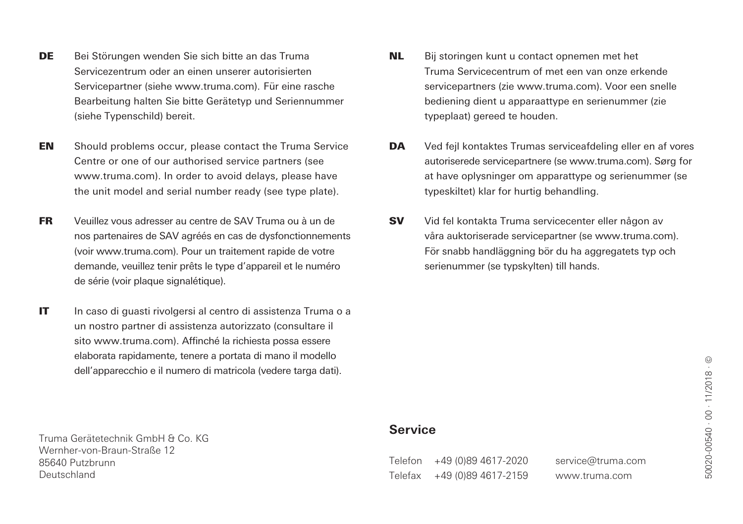**DE** Bei Störungen wenden Sie sich bitte an das Truma Servicezentrum oder an einen unserer autorisierten Servicepartner (siehe www.truma.com). Für eine rasche Bearbeitung halten Sie bitte Gerätetyp und Seriennummer (siehe Typenschild) bereit.

**EN** Should problems occur, please contact the Truma Service Centre or one of our authorised service partners (see www.truma.com). In order to avoid delays, please have the unit model and serial number ready (see type plate).

**FR** Veuillez vous adresser au centre de SAV Truma ou à un de nos partenaires de SAV agréés en cas de dysfonctionnements (voir www.truma.com). Pour un traitement rapide de votre demande, veuillez tenir prêts le type d'appareil et le numéro de série (voir plaque signalétique).

**IT** In caso di guasti rivolgersi al centro di assistenza Truma o a un nostro partner di assistenza autorizzato (consultare il sito www.truma.com). Affinché la richiesta possa essere elaborata rapidamente, tenere a portata di mano il modello dell'apparecchio e il numero di matricola (vedere targa dati).

**NL** Bij storingen kunt u contact opnemen met het Truma Servicecentrum of met een van onze erkende servicepartners (zie www.truma.com). Voor een snelle bediening dient u apparaattype en serienummer (zie typeplaat) gereed te houden.

**DA** Ved fejl kontaktes Trumas serviceafdeling eller en af vores autoriserede servicepartnere (se www.truma.com). Sørg for at have oplysninger om apparattype og serienummer (se typeskiltet) klar for hurtig behandling.

**SV** Vid fel kontakta Truma servicecenter eller någon av våra auktoriserade servicepartner (se www.truma.com). För snabb handläggning bör du ha aggregatets typ och serienummer (se typskylten) till hands.

Truma Gerätetechnik GmbH & Co. KG
Wernher-von-Braun-Straße 12
85640 Putzbrunn
Deutschland

## Service

Telefon +49 (0)89 4617-2020 service@truma.com
Telefax +49 (0)89 4617-2159 www.truma.com

50020-00540 · 00 · 11/2018 · ©